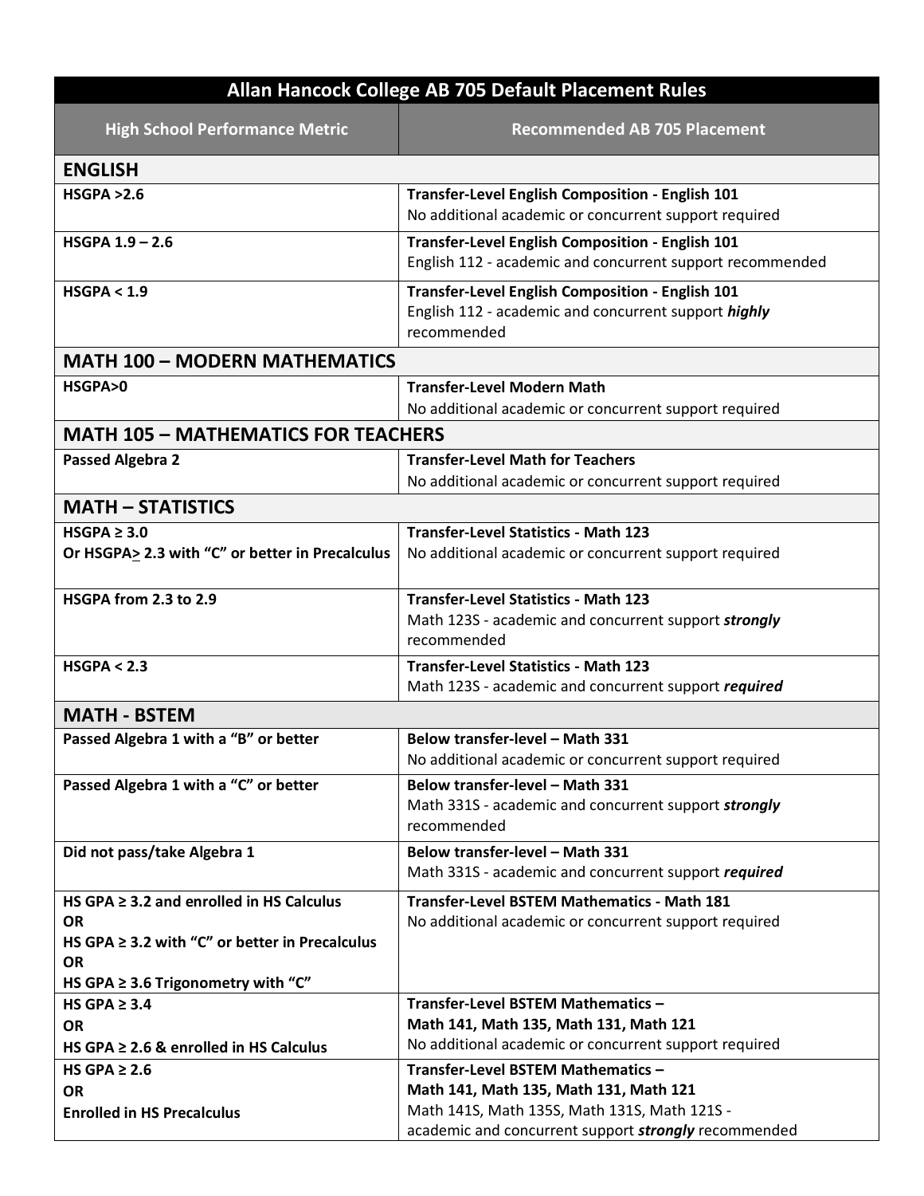| Allan Hancock College AB 705 Default Placement Rules | |
|---|---|
| **High School Performance Metric** | **Recommended AB 705 Placement** |
| **ENGLISH** | |
| **HSGPA >2.6** | **Transfer-Level English Composition - English 101**<br>No additional academic or concurrent support required |
| **HSGPA 1.9 – 2.6** | **Transfer-Level English Composition - English 101**<br>English 112 - academic and concurrent support recommended |
| **HSGPA < 1.9** | **Transfer-Level English Composition - English 101**<br>English 112 - academic and concurrent support ***highly*** recommended |
| **MATH 100 – MODERN MATHEMATICS** | |
| **HSGPA>0** | **Transfer-Level Modern Math**<br>No additional academic or concurrent support required |
| **MATH 105 – MATHEMATICS FOR TEACHERS** | |
| **Passed Algebra 2** | **Transfer-Level Math for Teachers**<br>No additional academic or concurrent support required |
| **MATH – STATISTICS** | |
| **HSGPA ≥ 3.0**<br>**Or HSGPA≥ 2.3 with "C" or better in Precalculus** | **Transfer-Level Statistics - Math 123**<br>No additional academic or concurrent support required |
| **HSGPA from 2.3 to 2.9** | **Transfer-Level Statistics - Math 123**<br>Math 123S - academic and concurrent support ***strongly*** recommended |
| **HSGPA < 2.3** | **Transfer-Level Statistics - Math 123**<br>Math 123S - academic and concurrent support ***required*** |
| **MATH - BSTEM** | |
| **Passed Algebra 1 with a "B" or better** | **Below transfer-level – Math 331**<br>No additional academic or concurrent support required |
| **Passed Algebra 1 with a "C" or better** | **Below transfer-level – Math 331**<br>Math 331S - academic and concurrent support ***strongly*** recommended |
| **Did not pass/take Algebra 1** | **Below transfer-level – Math 331**<br>Math 331S - academic and concurrent support ***required*** |
| **HS GPA ≥ 3.2 and enrolled in HS Calculus**<br>**OR**<br>**HS GPA ≥ 3.2 with "C" or better in Precalculus**<br>**OR**<br>**HS GPA ≥ 3.6 Trigonometry with "C"** | **Transfer-Level BSTEM Mathematics - Math 181**<br>No additional academic or concurrent support required |
| **HS GPA ≥ 3.4**<br>**OR**<br>**HS GPA ≥ 2.6 & enrolled in HS Calculus** | **Transfer-Level BSTEM Mathematics –**<br>**Math 141, Math 135, Math 131, Math 121**<br>No additional academic or concurrent support required |
| **HS GPA ≥ 2.6**<br>**OR**<br>**Enrolled in HS Precalculus** | **Transfer-Level BSTEM Mathematics –**<br>**Math 141, Math 135, Math 131, Math 121**<br>Math 141S, Math 135S, Math 131S, Math 121S - academic and concurrent support ***strongly*** recommended |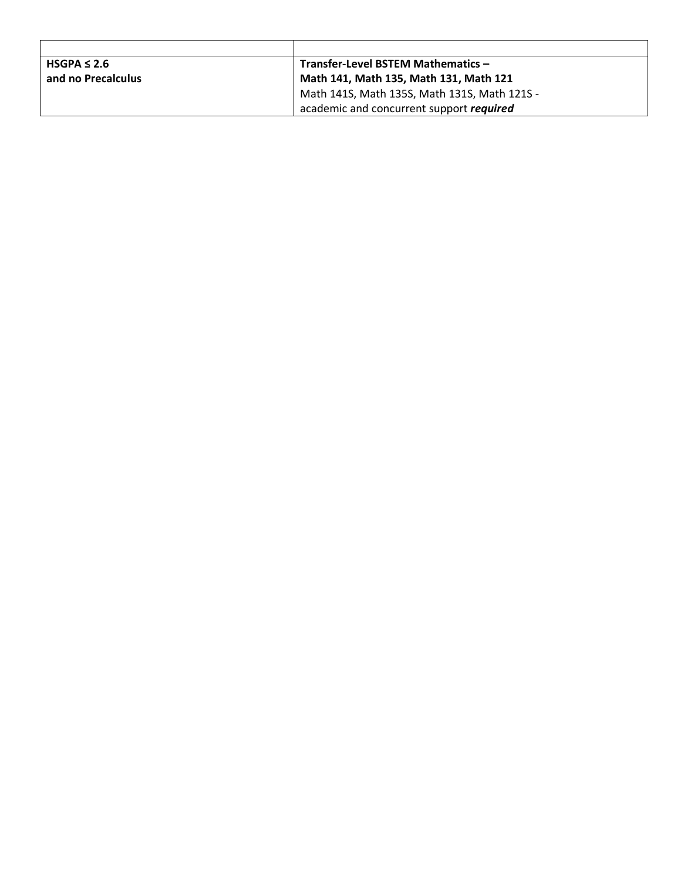| | |
|---|---|
| **HSGPA ≤ 2.6**<br>**and no Precalculus** | **Transfer-Level BSTEM Mathematics –**<br>**Math 141, Math 135, Math 131, Math 121**<br>Math 141S, Math 135S, Math 131S, Math 121S -<br>academic and concurrent support ***required*** |